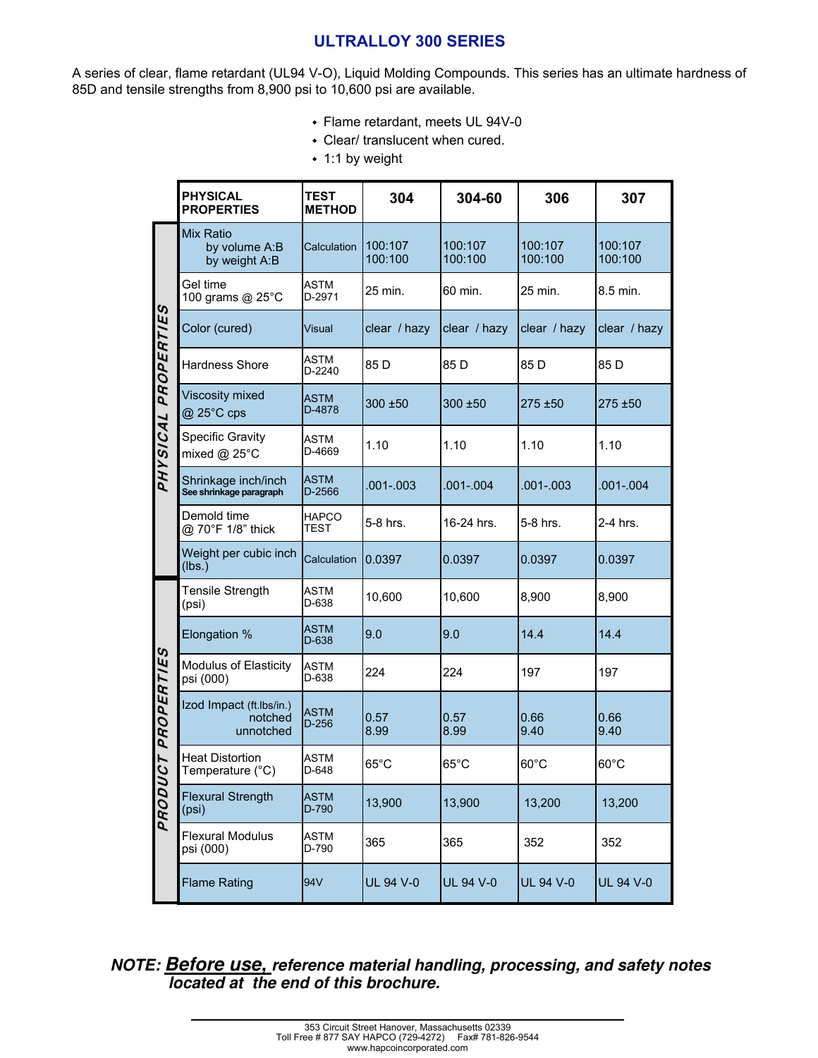# ULTRALLOY 300 SERIES

A series of clear, flame retardant (UL94 V-O), Liquid Molding Compounds. This series has an ultimate hardness of 85D and tensile strengths from 8,900 psi to 10,600 psi are available.

- Flame retardant, meets UL 94V-0
- Clear/ translucent when cured.
- 1:1 by weight

| | PHYSICAL PROPERTIES | TEST METHOD | 304 | 304-60 | 306 | 307 |
|---|---|---|---|---|---|---|
| PHYSICAL PROPERTIES | Mix Ratio<br>by volume A:B<br>by weight A:B | Calculation | 100:107<br>100:100 | 100:107<br>100:100 | 100:107<br>100:100 | 100:107<br>100:100 |
| | Gel time<br>100 grams @ 25°C | ASTM D-2971 | 25 min. | 60 min. | 25 min. | 8.5 min. |
| | Color (cured) | Visual | clear / hazy | clear / hazy | clear / hazy | clear / hazy |
| | Hardness Shore | ASTM D-2240 | 85 D | 85 D | 85 D | 85 D |
| | Viscosity mixed @ 25°C cps | ASTM D-4878 | 300 ±50 | 300 ±50 | 275 ±50 | 275 ±50 |
| | Specific Gravity mixed @ 25°C | ASTM D-4669 | 1.10 | 1.10 | 1.10 | 1.10 |
| | Shrinkage inch/inch<br>See shrinkage paragraph | ASTM D-2566 | .001-.003 | .001-.004 | .001-.003 | .001-.004 |
| | Demold time<br>@ 70°F 1/8" thick | HAPCO TEST | 5-8 hrs. | 16-24 hrs. | 5-8 hrs. | 2-4 hrs. |
| | Weight per cubic inch (lbs.) | Calculation | 0.0397 | 0.0397 | 0.0397 | 0.0397 |
| PRODUCT PROPERTIES | Tensile Strength (psi) | ASTM D-638 | 10,600 | 10,600 | 8,900 | 8,900 |
| | Elongation % | ASTM D-638 | 9.0 | 9.0 | 14.4 | 14.4 |
| | Modulus of Elasticity psi (000) | ASTM D-638 | 224 | 224 | 197 | 197 |
| | Izod Impact (ft.lbs/in.)<br>notched<br>unnotched | ASTM D-256 | 0.57<br>8.99 | 0.57<br>8.99 | 0.66<br>9.40 | 0.66<br>9.40 |
| | Heat Distortion Temperature (°C) | ASTM D-648 | 65°C | 65°C | 60°C | 60°C |
| | Flexural Strength (psi) | ASTM D-790 | 13,900 | 13,900 | 13,200 | 13,200 |
| | Flexural Modulus psi (000) | ASTM D-790 | 365 | 365 | 352 | 352 |
| | Flame Rating | 94V | UL 94 V-0 | UL 94 V-0 | UL 94 V-0 | UL 94 V-0 |

***NOTE: Before use, reference material handling, processing, and safety notes located at the end of this brochure.***

353 Circuit Street Hanover, Massachusetts 02339
Toll Free # 877 SAY HAPCO (729-4272) Fax# 781-826-9544
www.hapcoincorporated.com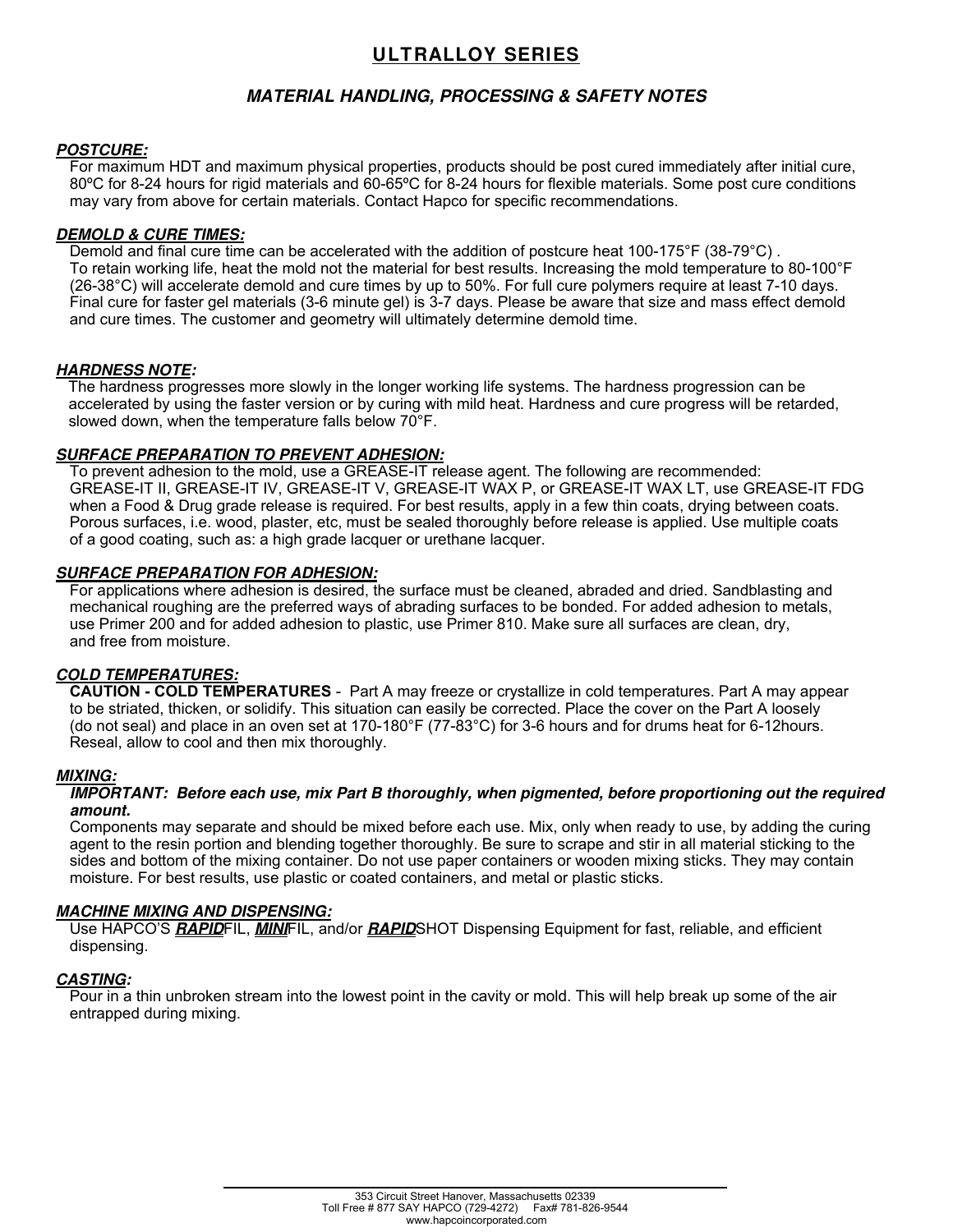# ULTRALLOY SERIES

## *MATERIAL HANDLING, PROCESSING & SAFETY NOTES*

### *POSTCURE:*

For maximum HDT and maximum physical properties, products should be post cured immediately after initial cure, 80ºC for 8-24 hours for rigid materials and 60-65ºC for 8-24 hours for flexible materials. Some post cure conditions may vary from above for certain materials. Contact Hapco for specific recommendations.

### *DEMOLD & CURE TIMES:*

Demold and final cure time can be accelerated with the addition of postcure heat 100-175°F (38-79°C) . To retain working life, heat the mold not the material for best results. Increasing the mold temperature to 80-100°F (26-38°C) will accelerate demold and cure times by up to 50%. For full cure polymers require at least 7-10 days. Final cure for faster gel materials (3-6 minute gel) is 3-7 days. Please be aware that size and mass effect demold and cure times. The customer and geometry will ultimately determine demold time.

### *HARDNESS NOTE:*

The hardness progresses more slowly in the longer working life systems. The hardness progression can be accelerated by using the faster version or by curing with mild heat. Hardness and cure progress will be retarded, slowed down, when the temperature falls below 70°F.

### *SURFACE PREPARATION TO PREVENT ADHESION:*

To prevent adhesion to the mold, use a GREASE-IT release agent. The following are recommended: GREASE-IT II, GREASE-IT IV, GREASE-IT V, GREASE-IT WAX P, or GREASE-IT WAX LT, use GREASE-IT FDG when a Food & Drug grade release is required. For best results, apply in a few thin coats, drying between coats. Porous surfaces, i.e. wood, plaster, etc, must be sealed thoroughly before release is applied. Use multiple coats of a good coating, such as: a high grade lacquer or urethane lacquer.

### *SURFACE PREPARATION FOR ADHESION:*

For applications where adhesion is desired, the surface must be cleaned, abraded and dried. Sandblasting and mechanical roughing are the preferred ways of abrading surfaces to be bonded. For added adhesion to metals, use Primer 200 and for added adhesion to plastic, use Primer 810. Make sure all surfaces are clean, dry, and free from moisture.

### *COLD TEMPERATURES:*

**CAUTION - COLD TEMPERATURES** - Part A may freeze or crystallize in cold temperatures. Part A may appear to be striated, thicken, or solidify. This situation can easily be corrected. Place the cover on the Part A loosely (do not seal) and place in an oven set at 170-180°F (77-83°C) for 3-6 hours and for drums heat for 6-12hours. Reseal, allow to cool and then mix thoroughly.

### *MIXING:*

***IMPORTANT: Before each use, mix Part B thoroughly, when pigmented, before proportioning out the required amount.***

Components may separate and should be mixed before each use. Mix, only when ready to use, by adding the curing agent to the resin portion and blending together thoroughly. Be sure to scrape and stir in all material sticking to the sides and bottom of the mixing container. Do not use paper containers or wooden mixing sticks. They may contain moisture. For best results, use plastic or coated containers, and metal or plastic sticks.

### *MACHINE MIXING AND DISPENSING:*

Use HAPCO'S ***RAPID***FIL, ***MINI***FIL, and/or ***RAPID***SHOT Dispensing Equipment for fast, reliable, and efficient dispensing.

### *CASTING:*

Pour in a thin unbroken stream into the lowest point in the cavity or mold. This will help break up some of the air entrapped during mixing.

353 Circuit Street Hanover, Massachusetts 02339
Toll Free # 877 SAY HAPCO (729-4272) Fax# 781-826-9544
www.hapcoincorporated.com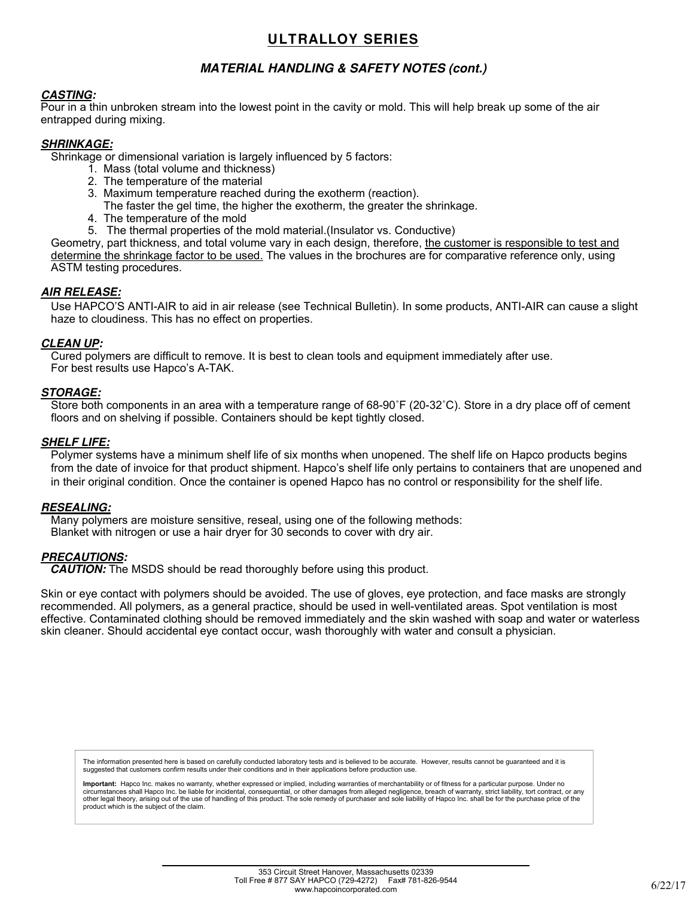# ULTRALLOY SERIES

## *MATERIAL HANDLING & SAFETY NOTES (cont.)*

***CASTING:***
Pour in a thin unbroken stream into the lowest point in the cavity or mold. This will help break up some of the air entrapped during mixing.

***SHRINKAGE:***
Shrinkage or dimensional variation is largely influenced by 5 factors:

1. Mass (total volume and thickness)
2. The temperature of the material
3. Maximum temperature reached during the exotherm (reaction).
   The faster the gel time, the higher the exotherm, the greater the shrinkage.
4. The temperature of the mold
5. The thermal properties of the mold material.(Insulator vs. Conductive)

Geometry, part thickness, and total volume vary in each design, therefore, <u>the customer is responsible to test and determine the shrinkage factor to be used.</u> The values in the brochures are for comparative reference only, using ASTM testing procedures.

***AIR RELEASE:***
Use HAPCO'S ANTI-AIR to aid in air release (see Technical Bulletin). In some products, ANTI-AIR can cause a slight haze to cloudiness. This has no effect on properties.

***CLEAN UP:***
Cured polymers are difficult to remove. It is best to clean tools and equipment immediately after use.
For best results use Hapco's A-TAK.

***STORAGE:***
Store both components in an area with a temperature range of 68-90˚F (20-32˚C). Store in a dry place off of cement floors and on shelving if possible. Containers should be kept tightly closed.

***SHELF LIFE:***
Polymer systems have a minimum shelf life of six months when unopened. The shelf life on Hapco products begins from the date of invoice for that product shipment. Hapco's shelf life only pertains to containers that are unopened and in their original condition. Once the container is opened Hapco has no control or responsibility for the shelf life.

***RESEALING:***
Many polymers are moisture sensitive, reseal, using one of the following methods:
Blanket with nitrogen or use a hair dryer for 30 seconds to cover with dry air.

***PRECAUTIONS:***
***CAUTION:*** The MSDS should be read thoroughly before using this product.

Skin or eye contact with polymers should be avoided. The use of gloves, eye protection, and face masks are strongly recommended. All polymers, as a general practice, should be used in well-ventilated areas. Spot ventilation is most effective. Contaminated clothing should be removed immediately and the skin washed with soap and water or waterless skin cleaner. Should accidental eye contact occur, wash thoroughly with water and consult a physician.

The information presented here is based on carefully conducted laboratory tests and is believed to be accurate. However, results cannot be guaranteed and it is suggested that customers confirm results under their conditions and in their applications before production use.

**Important:** Hapco Inc. makes no warranty, whether expressed or implied, including warranties of merchantability or of fitness for a particular purpose. Under no circumstances shall Hapco Inc. be liable for incidental, consequential, or other damages from alleged negligence, breach of warranty, strict liability, tort contract, or any other legal theory, arising out of the use of handling of this product. The sole remedy of purchaser and sole liability of Hapco Inc. shall be for the purchase price of the product which is the subject of the claim.

353 Circuit Street Hanover, Massachusetts 02339
Toll Free # 877 SAY HAPCO (729-4272) Fax# 781-826-9544
www.hapcoincorporated.com

6/22/17